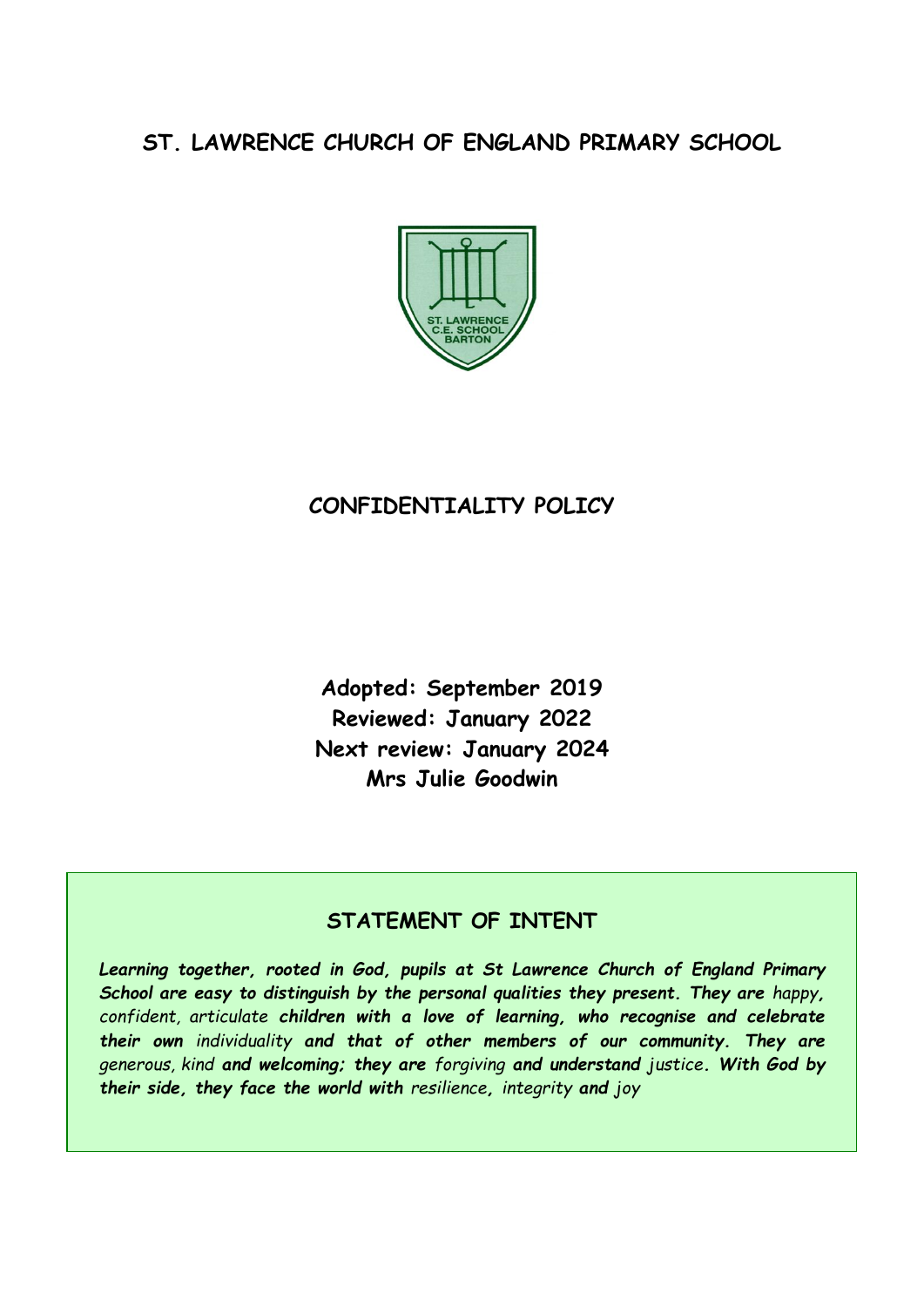# ST. LAWRENCE CHURCH OF ENGLAND PRIMARY SCHOOL

## CONFIDENTIALITY POLICY

**Adopted: September 2019**
**Reviewed: January 2022**
**Next review: January 2024**
**Mrs Julie Goodwin**

## STATEMENT OF INTENT

***Learning together, rooted in God, pupils at St Lawrence Church of England Primary School are easy to distinguish by the personal qualities they present. They are*** *happy, confident, articulate* ***children with a love of learning, who recognise and celebrate their own*** *individuality* ***and that of other members of our community. They are*** *generous, kind* ***and welcoming; they are*** *forgiving* ***and understand*** *justice*. ***With God by their side, they face the world with*** *resilience*, *integrity* ***and*** *joy*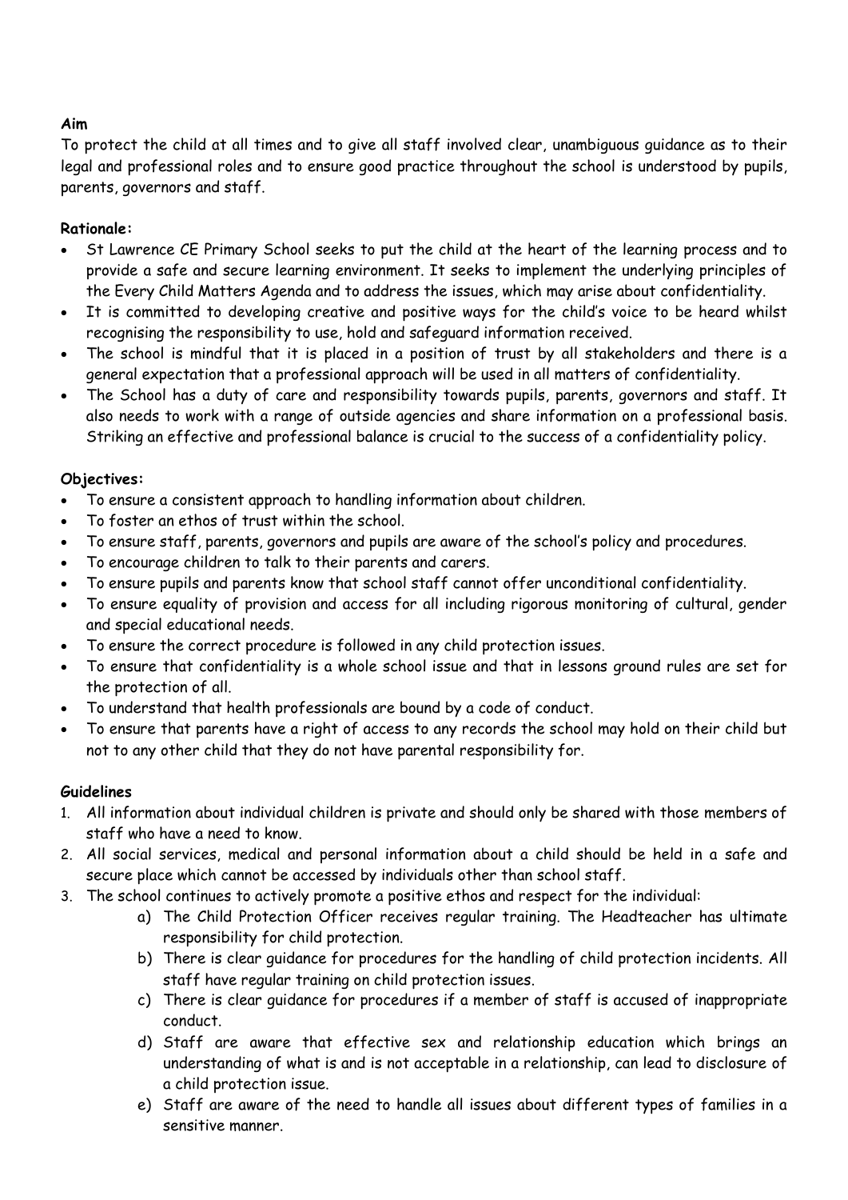**Aim**

To protect the child at all times and to give all staff involved clear, unambiguous guidance as to their legal and professional roles and to ensure good practice throughout the school is understood by pupils, parents, governors and staff.

**Rationale:**

- St Lawrence CE Primary School seeks to put the child at the heart of the learning process and to provide a safe and secure learning environment. It seeks to implement the underlying principles of the Every Child Matters Agenda and to address the issues, which may arise about confidentiality.
- It is committed to developing creative and positive ways for the child's voice to be heard whilst recognising the responsibility to use, hold and safeguard information received.
- The school is mindful that it is placed in a position of trust by all stakeholders and there is a general expectation that a professional approach will be used in all matters of confidentiality.
- The School has a duty of care and responsibility towards pupils, parents, governors and staff. It also needs to work with a range of outside agencies and share information on a professional basis. Striking an effective and professional balance is crucial to the success of a confidentiality policy.

**Objectives:**

- To ensure a consistent approach to handling information about children.
- To foster an ethos of trust within the school.
- To ensure staff, parents, governors and pupils are aware of the school's policy and procedures.
- To encourage children to talk to their parents and carers.
- To ensure pupils and parents know that school staff cannot offer unconditional confidentiality.
- To ensure equality of provision and access for all including rigorous monitoring of cultural, gender and special educational needs.
- To ensure the correct procedure is followed in any child protection issues.
- To ensure that confidentiality is a whole school issue and that in lessons ground rules are set for the protection of all.
- To understand that health professionals are bound by a code of conduct.
- To ensure that parents have a right of access to any records the school may hold on their child but not to any other child that they do not have parental responsibility for.

**Guidelines**

1. All information about individual children is private and should only be shared with those members of staff who have a need to know.
2. All social services, medical and personal information about a child should be held in a safe and secure place which cannot be accessed by individuals other than school staff.
3. The school continues to actively promote a positive ethos and respect for the individual:
    a) The Child Protection Officer receives regular training. The Headteacher has ultimate responsibility for child protection.
    b) There is clear guidance for procedures for the handling of child protection incidents. All staff have regular training on child protection issues.
    c) There is clear guidance for procedures if a member of staff is accused of inappropriate conduct.
    d) Staff are aware that effective sex and relationship education which brings an understanding of what is and is not acceptable in a relationship, can lead to disclosure of a child protection issue.
    e) Staff are aware of the need to handle all issues about different types of families in a sensitive manner.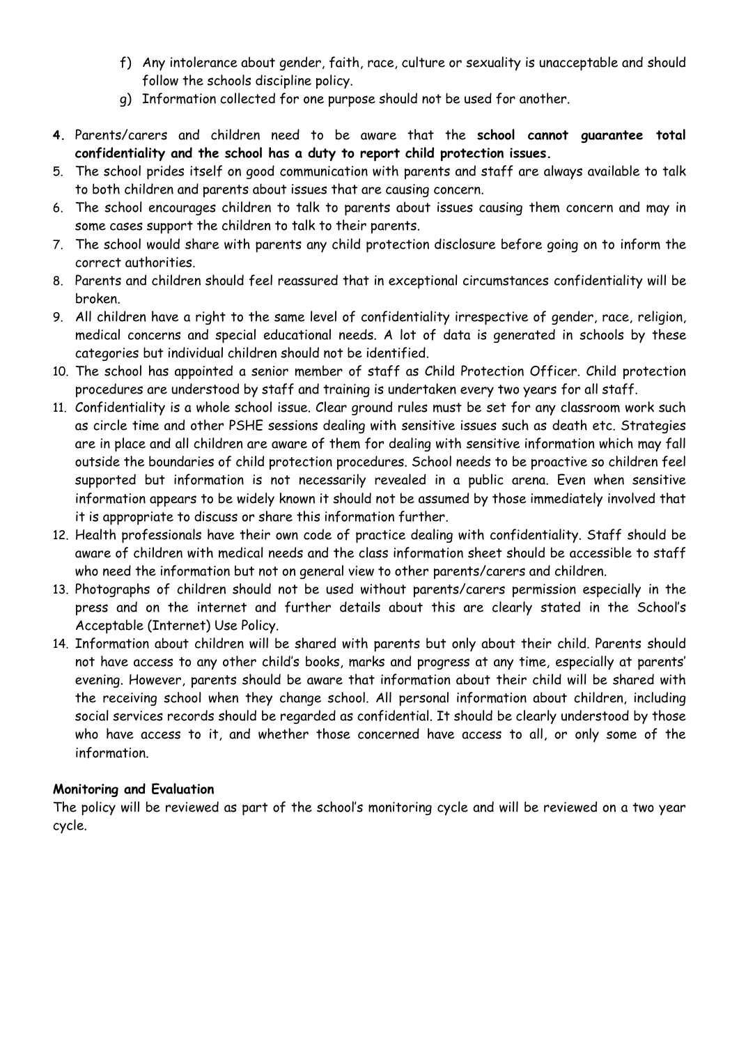f) Any intolerance about gender, faith, race, culture or sexuality is unacceptable and should follow the schools discipline policy.
g) Information collected for one purpose should not be used for another.

4. Parents/carers and children need to be aware that the **school cannot guarantee total confidentiality and the school has a duty to report child protection issues.**
5. The school prides itself on good communication with parents and staff are always available to talk to both children and parents about issues that are causing concern.
6. The school encourages children to talk to parents about issues causing them concern and may in some cases support the children to talk to their parents.
7. The school would share with parents any child protection disclosure before going on to inform the correct authorities.
8. Parents and children should feel reassured that in exceptional circumstances confidentiality will be broken.
9. All children have a right to the same level of confidentiality irrespective of gender, race, religion, medical concerns and special educational needs. A lot of data is generated in schools by these categories but individual children should not be identified.
10. The school has appointed a senior member of staff as Child Protection Officer. Child protection procedures are understood by staff and training is undertaken every two years for all staff.
11. Confidentiality is a whole school issue. Clear ground rules must be set for any classroom work such as circle time and other PSHE sessions dealing with sensitive issues such as death etc. Strategies are in place and all children are aware of them for dealing with sensitive information which may fall outside the boundaries of child protection procedures. School needs to be proactive so children feel supported but information is not necessarily revealed in a public arena. Even when sensitive information appears to be widely known it should not be assumed by those immediately involved that it is appropriate to discuss or share this information further.
12. Health professionals have their own code of practice dealing with confidentiality. Staff should be aware of children with medical needs and the class information sheet should be accessible to staff who need the information but not on general view to other parents/carers and children.
13. Photographs of children should not be used without parents/carers permission especially in the press and on the internet and further details about this are clearly stated in the School's Acceptable (Internet) Use Policy.
14. Information about children will be shared with parents but only about their child. Parents should not have access to any other child's books, marks and progress at any time, especially at parents' evening. However, parents should be aware that information about their child will be shared with the receiving school when they change school. All personal information about children, including social services records should be regarded as confidential. It should be clearly understood by those who have access to it, and whether those concerned have access to all, or only some of the information.

**Monitoring and Evaluation**

The policy will be reviewed as part of the school's monitoring cycle and will be reviewed on a two year cycle.